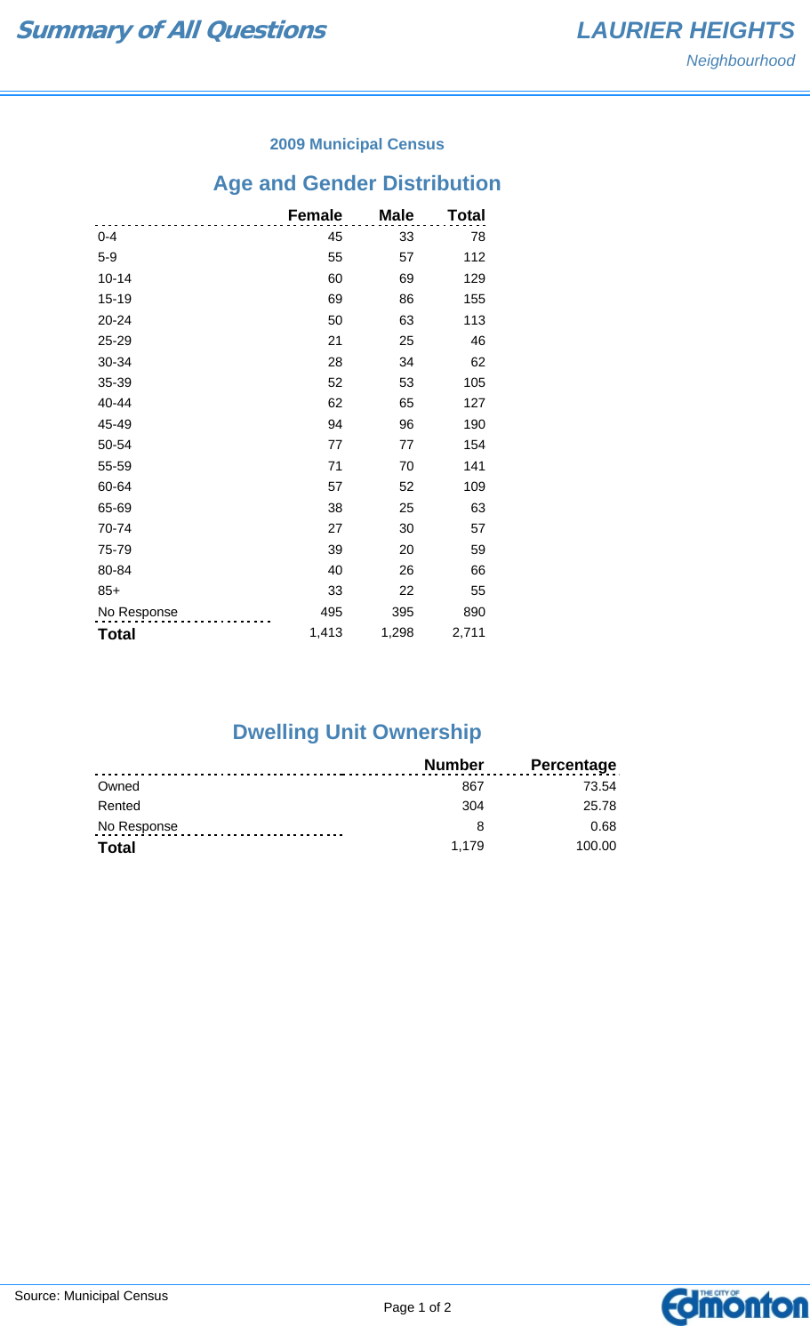# Summary of All Questions

## LAURIER HEIGHTS

*Neighbourhood*

### 2009 Municipal Census

## Age and Gender Distribution

| | Female | Male | Total |
|---|---|---|---|
| 0-4 | 45 | 33 | 78 |
| 5-9 | 55 | 57 | 112 |
| 10-14 | 60 | 69 | 129 |
| 15-19 | 69 | 86 | 155 |
| 20-24 | 50 | 63 | 113 |
| 25-29 | 21 | 25 | 46 |
| 30-34 | 28 | 34 | 62 |
| 35-39 | 52 | 53 | 105 |
| 40-44 | 62 | 65 | 127 |
| 45-49 | 94 | 96 | 190 |
| 50-54 | 77 | 77 | 154 |
| 55-59 | 71 | 70 | 141 |
| 60-64 | 57 | 52 | 109 |
| 65-69 | 38 | 25 | 63 |
| 70-74 | 27 | 30 | 57 |
| 75-79 | 39 | 20 | 59 |
| 80-84 | 40 | 26 | 66 |
| 85+ | 33 | 22 | 55 |
| No Response | 495 | 395 | 890 |
| **Total** | 1,413 | 1,298 | 2,711 |

## Dwelling Unit Ownership

| | Number | Percentage |
|---|---|---|
| Owned | 867 | 73.54 |
| Rented | 304 | 25.78 |
| No Response | 8 | 0.68 |
| **Total** | 1,179 | 100.00 |

Source: Municipal Census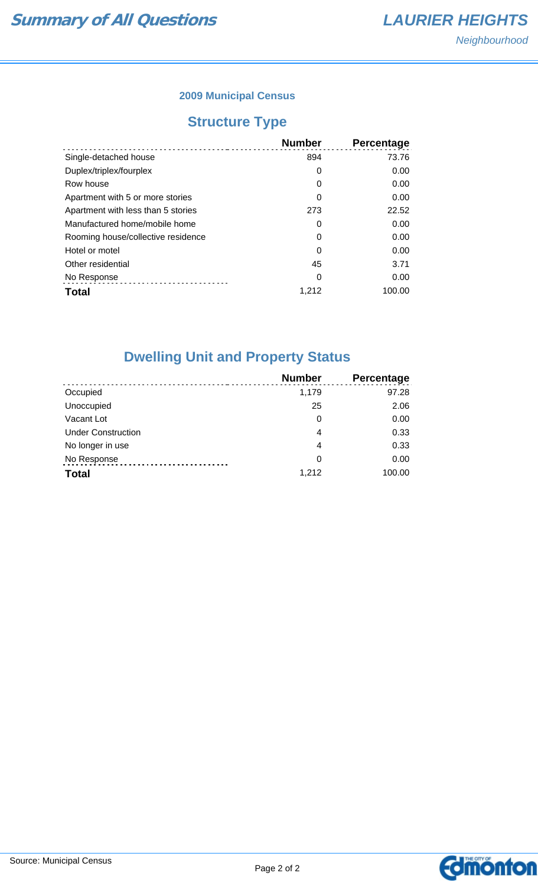**2009 Municipal Census**

## Structure Type

| | Number | Percentage |
|---|---|---|
| Single-detached house | 894 | 73.76 |
| Duplex/triplex/fourplex | 0 | 0.00 |
| Row house | 0 | 0.00 |
| Apartment with 5 or more stories | 0 | 0.00 |
| Apartment with less than 5 stories | 273 | 22.52 |
| Manufactured home/mobile home | 0 | 0.00 |
| Rooming house/collective residence | 0 | 0.00 |
| Hotel or motel | 0 | 0.00 |
| Other residential | 45 | 3.71 |
| No Response | 0 | 0.00 |
| **Total** | 1,212 | 100.00 |

## Dwelling Unit and Property Status

| | Number | Percentage |
|---|---|---|
| Occupied | 1,179 | 97.28 |
| Unoccupied | 25 | 2.06 |
| Vacant Lot | 0 | 0.00 |
| Under Construction | 4 | 0.33 |
| No longer in use | 4 | 0.33 |
| No Response | 0 | 0.00 |
| **Total** | 1,212 | 100.00 |

Source: Municipal Census